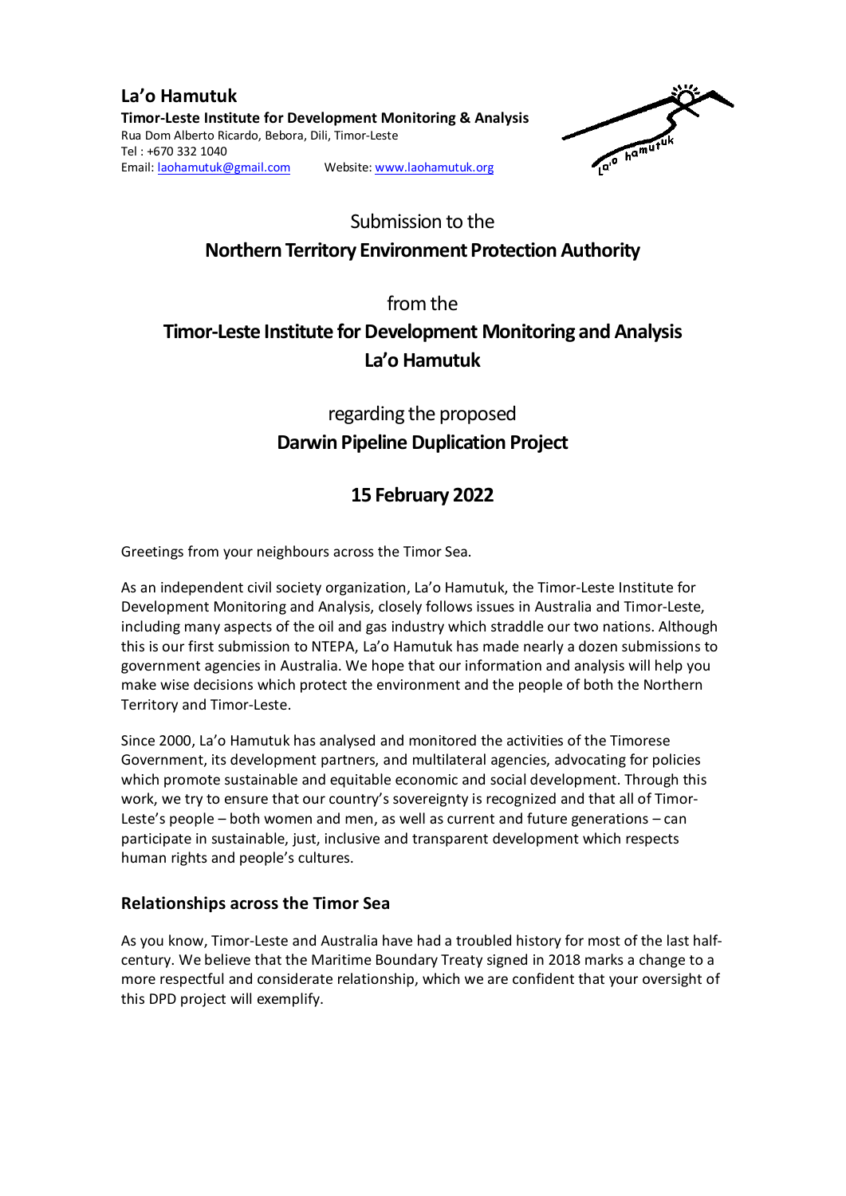**La'o Hamutuk**

**Timor-Leste Institute for Development Monitoring & Analysis**
Rua Dom Alberto Ricardo, Bebora, Dili, Timor-Leste
Tel : +670 332 1040
Email: laohamutuk@gmail.com  Website: www.laohamutuk.org

Submission to the

# Northern Territory Environment Protection Authority

from the

# Timor-Leste Institute for Development Monitoring and Analysis La'o Hamutuk

regarding the proposed

# Darwin Pipeline Duplication Project

## 15 February 2022

Greetings from your neighbours across the Timor Sea.

As an independent civil society organization, La'o Hamutuk, the Timor-Leste Institute for Development Monitoring and Analysis, closely follows issues in Australia and Timor-Leste, including many aspects of the oil and gas industry which straddle our two nations. Although this is our first submission to NTEPA, La'o Hamutuk has made nearly a dozen submissions to government agencies in Australia. We hope that our information and analysis will help you make wise decisions which protect the environment and the people of both the Northern Territory and Timor-Leste.

Since 2000, La'o Hamutuk has analysed and monitored the activities of the Timorese Government, its development partners, and multilateral agencies, advocating for policies which promote sustainable and equitable economic and social development. Through this work, we try to ensure that our country's sovereignty is recognized and that all of Timor-Leste's people – both women and men, as well as current and future generations – can participate in sustainable, just, inclusive and transparent development which respects human rights and people's cultures.

## Relationships across the Timor Sea

As you know, Timor-Leste and Australia have had a troubled history for most of the last half-century. We believe that the Maritime Boundary Treaty signed in 2018 marks a change to a more respectful and considerate relationship, which we are confident that your oversight of this DPD project will exemplify.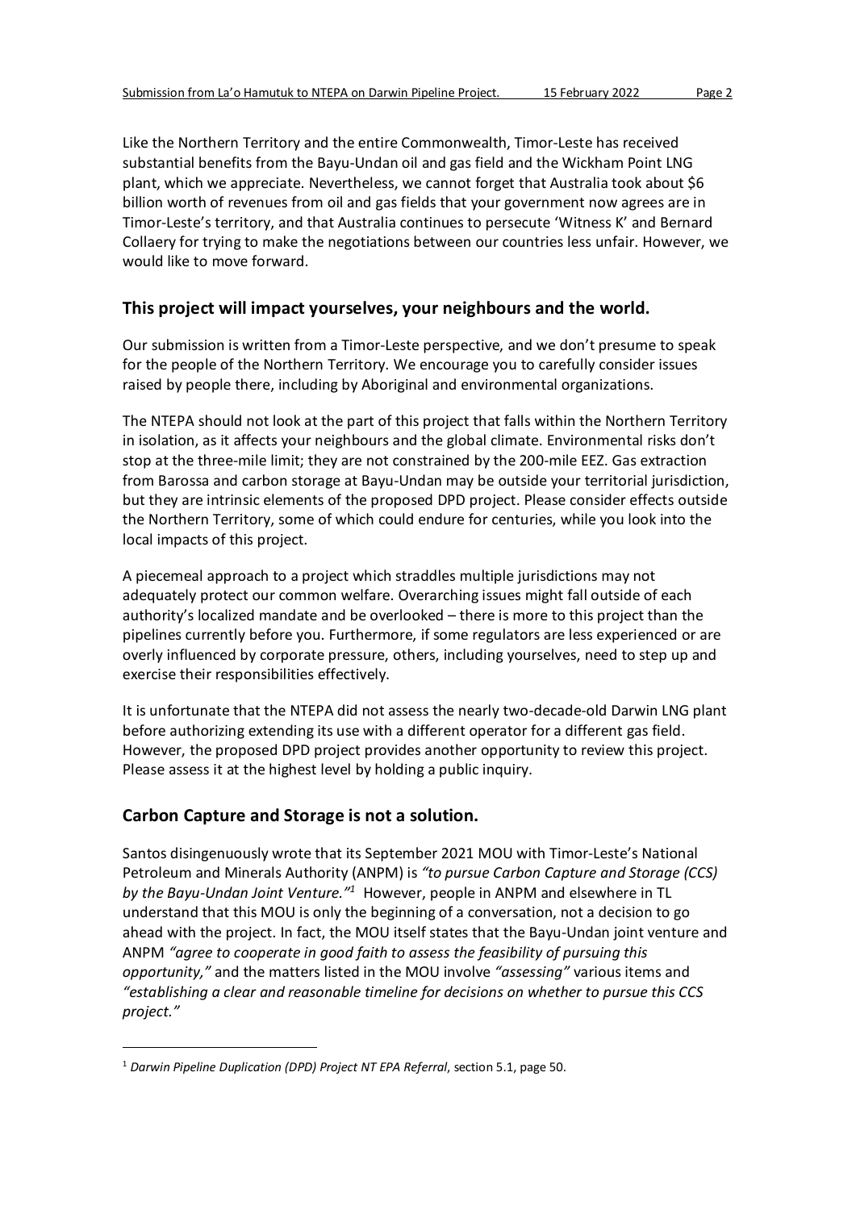Like the Northern Territory and the entire Commonwealth, Timor-Leste has received substantial benefits from the Bayu-Undan oil and gas field and the Wickham Point LNG plant, which we appreciate. Nevertheless, we cannot forget that Australia took about $6 billion worth of revenues from oil and gas fields that your government now agrees are in Timor-Leste's territory, and that Australia continues to persecute 'Witness K' and Bernard Collaery for trying to make the negotiations between our countries less unfair. However, we would like to move forward.

## This project will impact yourselves, your neighbours and the world.

Our submission is written from a Timor-Leste perspective, and we don't presume to speak for the people of the Northern Territory. We encourage you to carefully consider issues raised by people there, including by Aboriginal and environmental organizations.

The NTEPA should not look at the part of this project that falls within the Northern Territory in isolation, as it affects your neighbours and the global climate. Environmental risks don't stop at the three-mile limit; they are not constrained by the 200-mile EEZ. Gas extraction from Barossa and carbon storage at Bayu-Undan may be outside your territorial jurisdiction, but they are intrinsic elements of the proposed DPD project. Please consider effects outside the Northern Territory, some of which could endure for centuries, while you look into the local impacts of this project.

A piecemeal approach to a project which straddles multiple jurisdictions may not adequately protect our common welfare. Overarching issues might fall outside of each authority's localized mandate and be overlooked – there is more to this project than the pipelines currently before you. Furthermore, if some regulators are less experienced or are overly influenced by corporate pressure, others, including yourselves, need to step up and exercise their responsibilities effectively.

It is unfortunate that the NTEPA did not assess the nearly two-decade-old Darwin LNG plant before authorizing extending its use with a different operator for a different gas field. However, the proposed DPD project provides another opportunity to review this project. Please assess it at the highest level by holding a public inquiry.

## Carbon Capture and Storage is not a solution.

Santos disingenuously wrote that its September 2021 MOU with Timor-Leste's National Petroleum and Minerals Authority (ANPM) is *"to pursue Carbon Capture and Storage (CCS) by the Bayu-Undan Joint Venture."*[1] However, people in ANPM and elsewhere in TL understand that this MOU is only the beginning of a conversation, not a decision to go ahead with the project. In fact, the MOU itself states that the Bayu-Undan joint venture and ANPM *"agree to cooperate in good faith to assess the feasibility of pursuing this opportunity,"* and the matters listed in the MOU involve *"assessing"* various items and *"establishing a clear and reasonable timeline for decisions on whether to pursue this CCS project."*

---

[1] *Darwin Pipeline Duplication (DPD) Project NT EPA Referral*, section 5.1, page 50.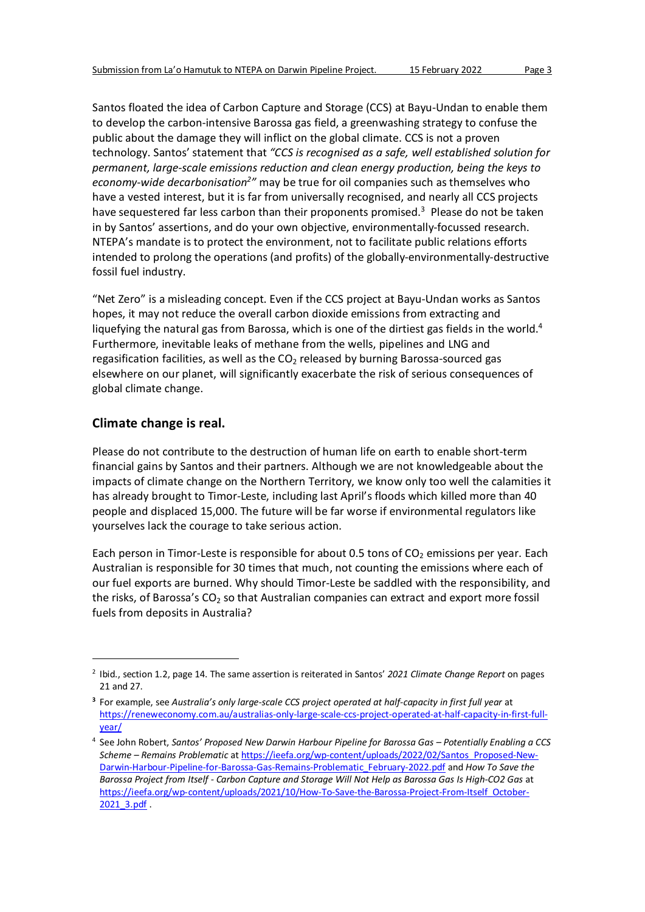Santos floated the idea of Carbon Capture and Storage (CCS) at Bayu-Undan to enable them to develop the carbon-intensive Barossa gas field, a greenwashing strategy to confuse the public about the damage they will inflict on the global climate. CCS is not a proven technology. Santos' statement that *"CCS is recognised as a safe, well established solution for permanent, large-scale emissions reduction and clean energy production, being the keys to economy-wide decarbonisation[2]"* may be true for oil companies such as themselves who have a vested interest, but it is far from universally recognised, and nearly all CCS projects have sequestered far less carbon than their proponents promised.[3] Please do not be taken in by Santos' assertions, and do your own objective, environmentally-focussed research. NTEPA's mandate is to protect the environment, not to facilitate public relations efforts intended to prolong the operations (and profits) of the globally-environmentally-destructive fossil fuel industry.

"Net Zero" is a misleading concept. Even if the CCS project at Bayu-Undan works as Santos hopes, it may not reduce the overall carbon dioxide emissions from extracting and liquefying the natural gas from Barossa, which is one of the dirtiest gas fields in the world.[4] Furthermore, inevitable leaks of methane from the wells, pipelines and LNG and regasification facilities, as well as the $CO_2$ released by burning Barossa-sourced gas elsewhere on our planet, will significantly exacerbate the risk of serious consequences of global climate change.

## Climate change is real.

Please do not contribute to the destruction of human life on earth to enable short-term financial gains by Santos and their partners. Although we are not knowledgeable about the impacts of climate change on the Northern Territory, we know only too well the calamities it has already brought to Timor-Leste, including last April's floods which killed more than 40 people and displaced 15,000. The future will be far worse if environmental regulators like yourselves lack the courage to take serious action.

Each person in Timor-Leste is responsible for about 0.5 tons of $CO_2$ emissions per year. Each Australian is responsible for 30 times that much, not counting the emissions where each of our fuel exports are burned. Why should Timor-Leste be saddled with the responsibility, and the risks, of Barossa's $CO_2$ so that Australian companies can extract and export more fossil fuels from deposits in Australia?

---

[2] Ibid., section 1.2, page 14. The same assertion is reiterated in Santos' *2021 Climate Change Report* on pages 21 and 27.

[3] For example, see *Australia's only large-scale CCS project operated at half-capacity in first full year* at https://reneweconomy.com.au/australias-only-large-scale-ccs-project-operated-at-half-capacity-in-first-full-year/

[4] See John Robert, *Santos' Proposed New Darwin Harbour Pipeline for Barossa Gas – Potentially Enabling a CCS Scheme – Remains Problematic* at https://ieefa.org/wp-content/uploads/2022/02/Santos_Proposed-New-Darwin-Harbour-Pipeline-for-Barossa-Gas-Remains-Problematic_February-2022.pdf and *How To Save the Barossa Project from Itself - Carbon Capture and Storage Will Not Help as Barossa Gas Is High-CO2 Gas* at https://ieefa.org/wp-content/uploads/2021/10/How-To-Save-the-Barossa-Project-From-Itself_October-2021_3.pdf .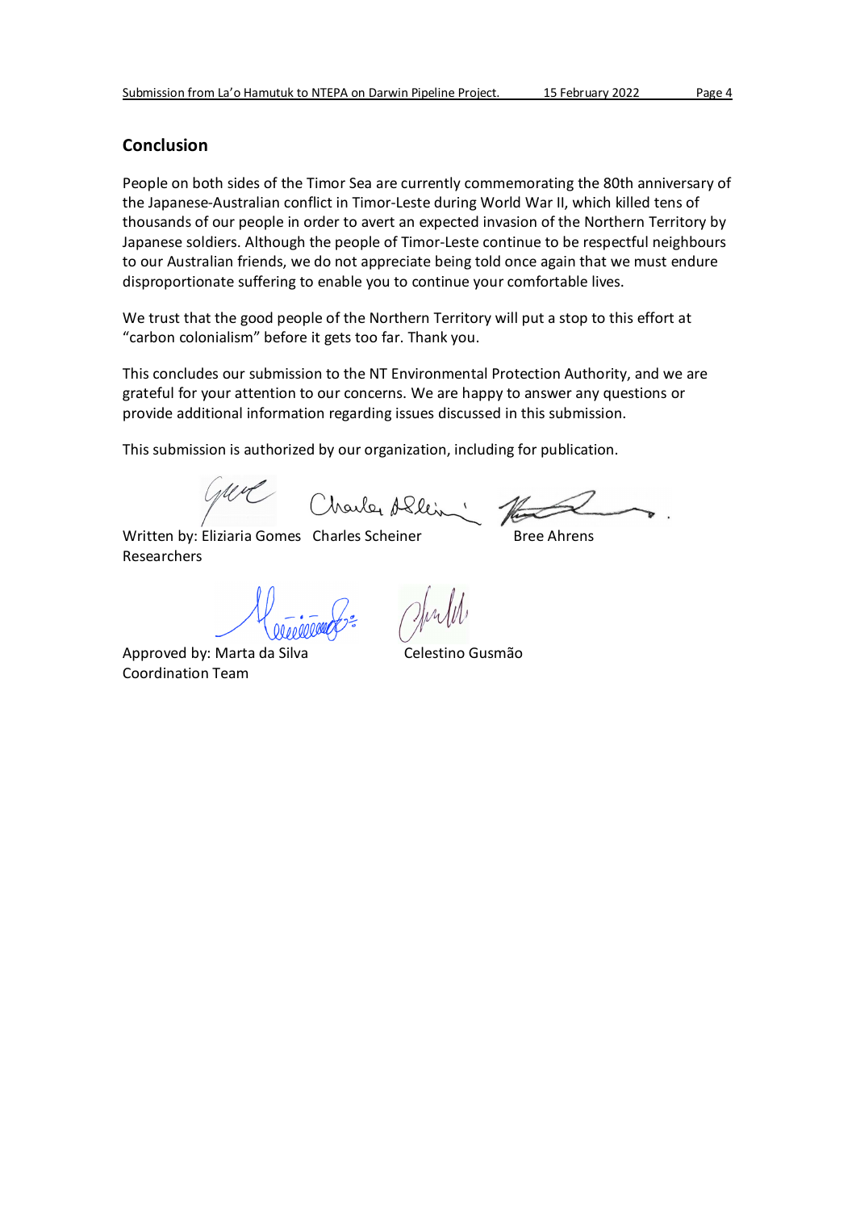## Conclusion

People on both sides of the Timor Sea are currently commemorating the 80th anniversary of the Japanese-Australian conflict in Timor-Leste during World War II, which killed tens of thousands of our people in order to avert an expected invasion of the Northern Territory by Japanese soldiers. Although the people of Timor-Leste continue to be respectful neighbours to our Australian friends, we do not appreciate being told once again that we must endure disproportionate suffering to enable you to continue your comfortable lives.

We trust that the good people of the Northern Territory will put a stop to this effort at "carbon colonialism" before it gets too far. Thank you.

This concludes our submission to the NT Environmental Protection Authority, and we are grateful for your attention to our concerns. We are happy to answer any questions or provide additional information regarding issues discussed in this submission.

This submission is authorized by our organization, including for publication.

Written by: Eliziaria Gomes   Charles Scheiner   Bree Ahrens
Researchers

Approved by: Marta da Silva   Celestino Gusmão
Coordination Team